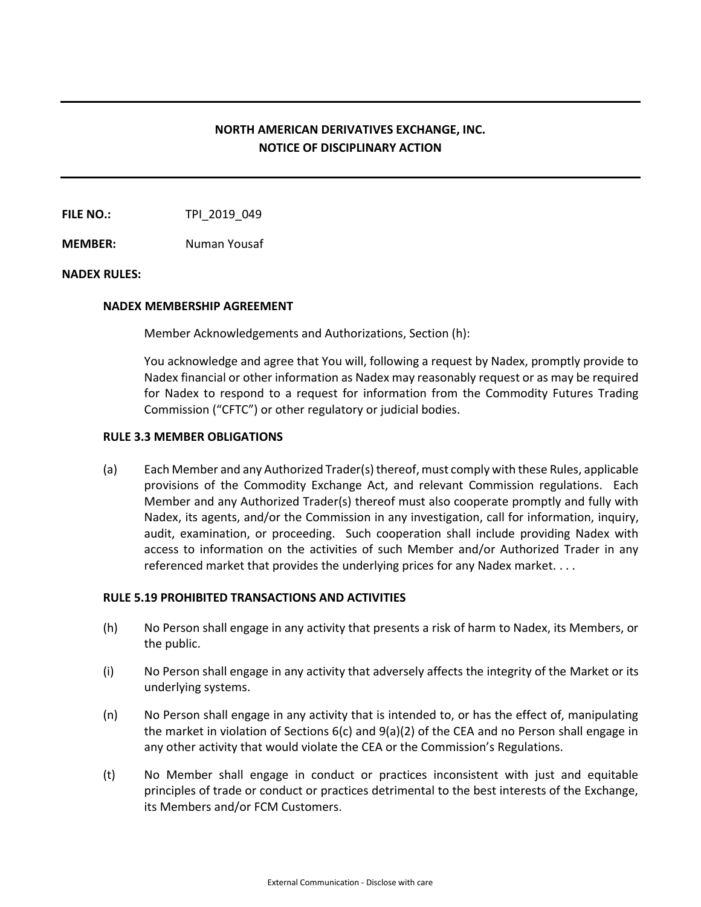# NORTH AMERICAN DERIVATIVES EXCHANGE, INC.
# NOTICE OF DISCIPLINARY ACTION

---

**FILE NO.:** TPI_2019_049

**MEMBER:** Numan Yousaf

**NADEX RULES:**

**NADEX MEMBERSHIP AGREEMENT**

Member Acknowledgements and Authorizations, Section (h):

You acknowledge and agree that You will, following a request by Nadex, promptly provide to Nadex financial or other information as Nadex may reasonably request or as may be required for Nadex to respond to a request for information from the Commodity Futures Trading Commission ("CFTC") or other regulatory or judicial bodies.

**RULE 3.3 MEMBER OBLIGATIONS**

(a) Each Member and any Authorized Trader(s) thereof, must comply with these Rules, applicable provisions of the Commodity Exchange Act, and relevant Commission regulations. Each Member and any Authorized Trader(s) thereof must also cooperate promptly and fully with Nadex, its agents, and/or the Commission in any investigation, call for information, inquiry, audit, examination, or proceeding. Such cooperation shall include providing Nadex with access to information on the activities of such Member and/or Authorized Trader in any referenced market that provides the underlying prices for any Nadex market. . . .

**RULE 5.19 PROHIBITED TRANSACTIONS AND ACTIVITIES**

(h) No Person shall engage in any activity that presents a risk of harm to Nadex, its Members, or the public.

(i) No Person shall engage in any activity that adversely affects the integrity of the Market or its underlying systems.

(n) No Person shall engage in any activity that is intended to, or has the effect of, manipulating the market in violation of Sections 6(c) and 9(a)(2) of the CEA and no Person shall engage in any other activity that would violate the CEA or the Commission's Regulations.

(t) No Member shall engage in conduct or practices inconsistent with just and equitable principles of trade or conduct or practices detrimental to the best interests of the Exchange, its Members and/or FCM Customers.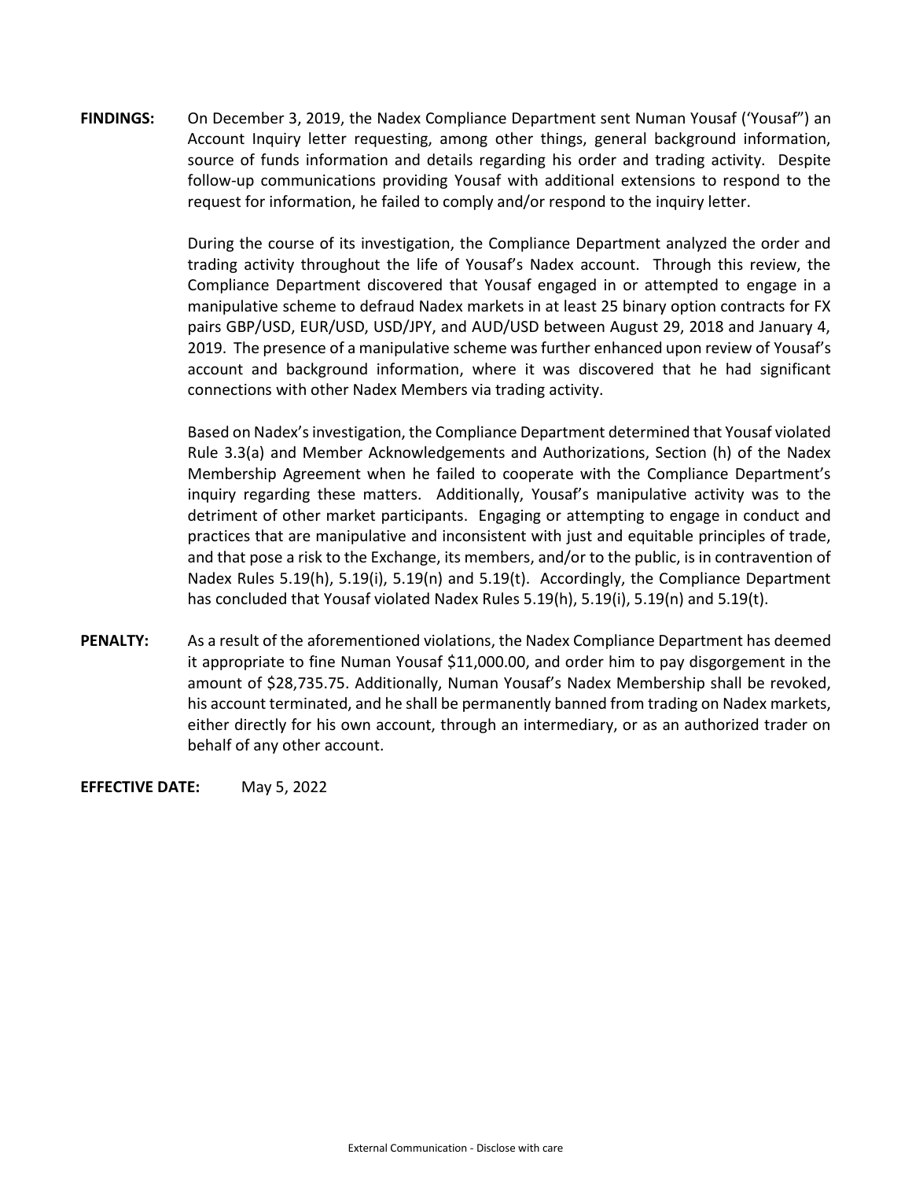**FINDINGS:** On December 3, 2019, the Nadex Compliance Department sent Numan Yousaf ('Yousaf") an Account Inquiry letter requesting, among other things, general background information, source of funds information and details regarding his order and trading activity. Despite follow-up communications providing Yousaf with additional extensions to respond to the request for information, he failed to comply and/or respond to the inquiry letter.

During the course of its investigation, the Compliance Department analyzed the order and trading activity throughout the life of Yousaf's Nadex account. Through this review, the Compliance Department discovered that Yousaf engaged in or attempted to engage in a manipulative scheme to defraud Nadex markets in at least 25 binary option contracts for FX pairs GBP/USD, EUR/USD, USD/JPY, and AUD/USD between August 29, 2018 and January 4, 2019. The presence of a manipulative scheme was further enhanced upon review of Yousaf's account and background information, where it was discovered that he had significant connections with other Nadex Members via trading activity.

Based on Nadex's investigation, the Compliance Department determined that Yousaf violated Rule 3.3(a) and Member Acknowledgements and Authorizations, Section (h) of the Nadex Membership Agreement when he failed to cooperate with the Compliance Department's inquiry regarding these matters. Additionally, Yousaf's manipulative activity was to the detriment of other market participants. Engaging or attempting to engage in conduct and practices that are manipulative and inconsistent with just and equitable principles of trade, and that pose a risk to the Exchange, its members, and/or to the public, is in contravention of Nadex Rules 5.19(h), 5.19(i), 5.19(n) and 5.19(t). Accordingly, the Compliance Department has concluded that Yousaf violated Nadex Rules 5.19(h), 5.19(i), 5.19(n) and 5.19(t).

**PENALTY:** As a result of the aforementioned violations, the Nadex Compliance Department has deemed it appropriate to fine Numan Yousaf $11,000.00, and order him to pay disgorgement in the amount of $28,735.75. Additionally, Numan Yousaf's Nadex Membership shall be revoked, his account terminated, and he shall be permanently banned from trading on Nadex markets, either directly for his own account, through an intermediary, or as an authorized trader on behalf of any other account.

**EFFECTIVE DATE:** May 5, 2022

External Communication - Disclose with care